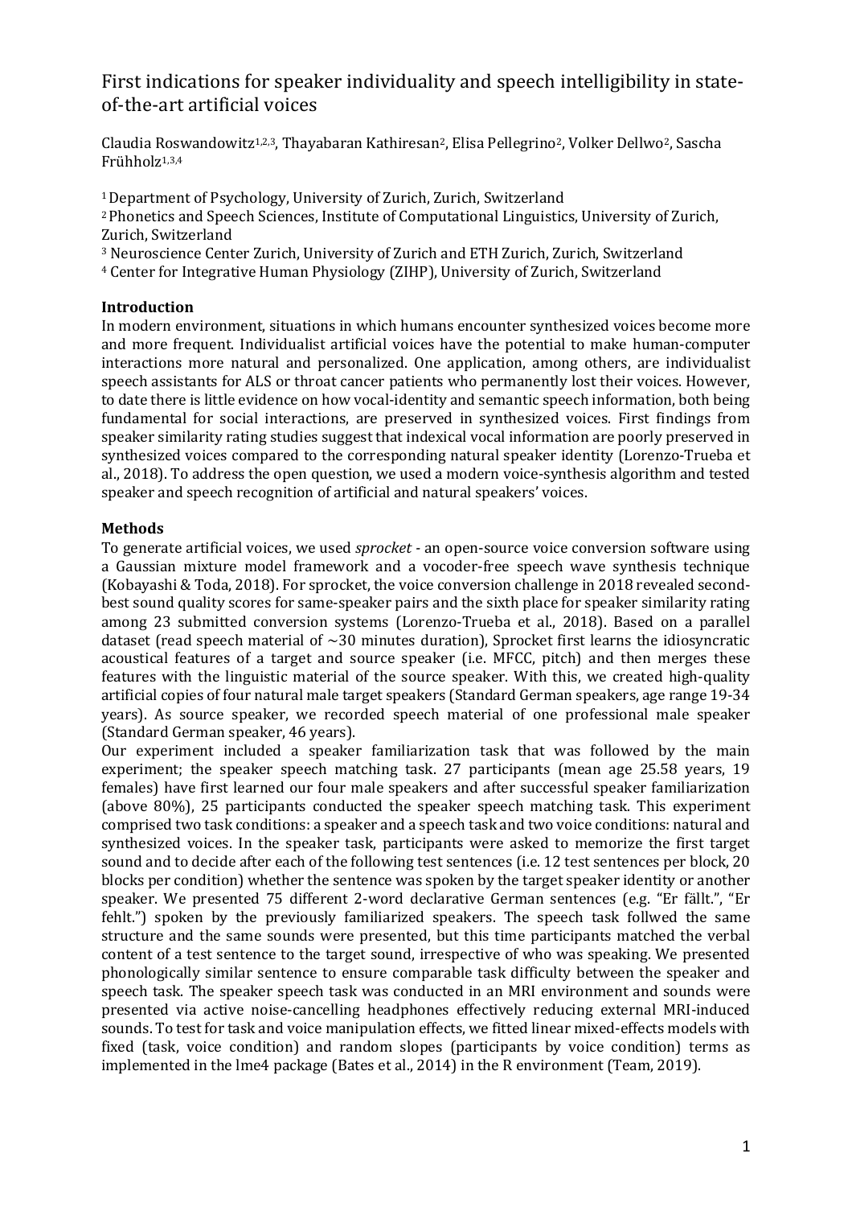# First indications for speaker individuality and speech intelligibility in state-of-the-art artificial voices

Claudia Roswandowitz[1,2,3], Thayabaran Kathiresan[2], Elisa Pellegrino[2], Volker Dellwo[2], Sascha Frühholz[1,3,4]

[1] Department of Psychology, University of Zurich, Zurich, Switzerland
[2] Phonetics and Speech Sciences, Institute of Computational Linguistics, University of Zurich, Zurich, Switzerland
[3] Neuroscience Center Zurich, University of Zurich and ETH Zurich, Zurich, Switzerland
[4] Center for Integrative Human Physiology (ZIHP), University of Zurich, Switzerland

## Introduction

In modern environment, situations in which humans encounter synthesized voices become more and more frequent. Individualist artificial voices have the potential to make human-computer interactions more natural and personalized. One application, among others, are individualist speech assistants for ALS or throat cancer patients who permanently lost their voices. However, to date there is little evidence on how vocal-identity and semantic speech information, both being fundamental for social interactions, are preserved in synthesized voices. First findings from speaker similarity rating studies suggest that indexical vocal information are poorly preserved in synthesized voices compared to the corresponding natural speaker identity (Lorenzo-Trueba et al., 2018). To address the open question, we used a modern voice-synthesis algorithm and tested speaker and speech recognition of artificial and natural speakers' voices.

## Methods

To generate artificial voices, we used *sprocket* - an open-source voice conversion software using a Gaussian mixture model framework and a vocoder-free speech wave synthesis technique (Kobayashi & Toda, 2018). For sprocket, the voice conversion challenge in 2018 revealed second-best sound quality scores for same-speaker pairs and the sixth place for speaker similarity rating among 23 submitted conversion systems (Lorenzo-Trueba et al., 2018). Based on a parallel dataset (read speech material of ~30 minutes duration), Sprocket first learns the idiosyncratic acoustical features of a target and source speaker (i.e. MFCC, pitch) and then merges these features with the linguistic material of the source speaker. With this, we created high-quality artificial copies of four natural male target speakers (Standard German speakers, age range 19-34 years). As source speaker, we recorded speech material of one professional male speaker (Standard German speaker, 46 years).

Our experiment included a speaker familiarization task that was followed by the main experiment; the speaker speech matching task. 27 participants (mean age 25.58 years, 19 females) have first learned our four male speakers and after successful speaker familiarization (above 80%), 25 participants conducted the speaker speech matching task. This experiment comprised two task conditions: a speaker and a speech task and two voice conditions: natural and synthesized voices. In the speaker task, participants were asked to memorize the first target sound and to decide after each of the following test sentences (i.e. 12 test sentences per block, 20 blocks per condition) whether the sentence was spoken by the target speaker identity or another speaker. We presented 75 different 2-word declarative German sentences (e.g. "Er fällt.", "Er fehlt.") spoken by the previously familiarized speakers. The speech task follwed the same structure and the same sounds were presented, but this time participants matched the verbal content of a test sentence to the target sound, irrespective of who was speaking. We presented phonologically similar sentence to ensure comparable task difficulty between the speaker and speech task. The speaker speech task was conducted in an MRI environment and sounds were presented via active noise-cancelling headphones effectively reducing external MRI-induced sounds. To test for task and voice manipulation effects, we fitted linear mixed-effects models with fixed (task, voice condition) and random slopes (participants by voice condition) terms as implemented in the lme4 package (Bates et al., 2014) in the R environment (Team, 2019).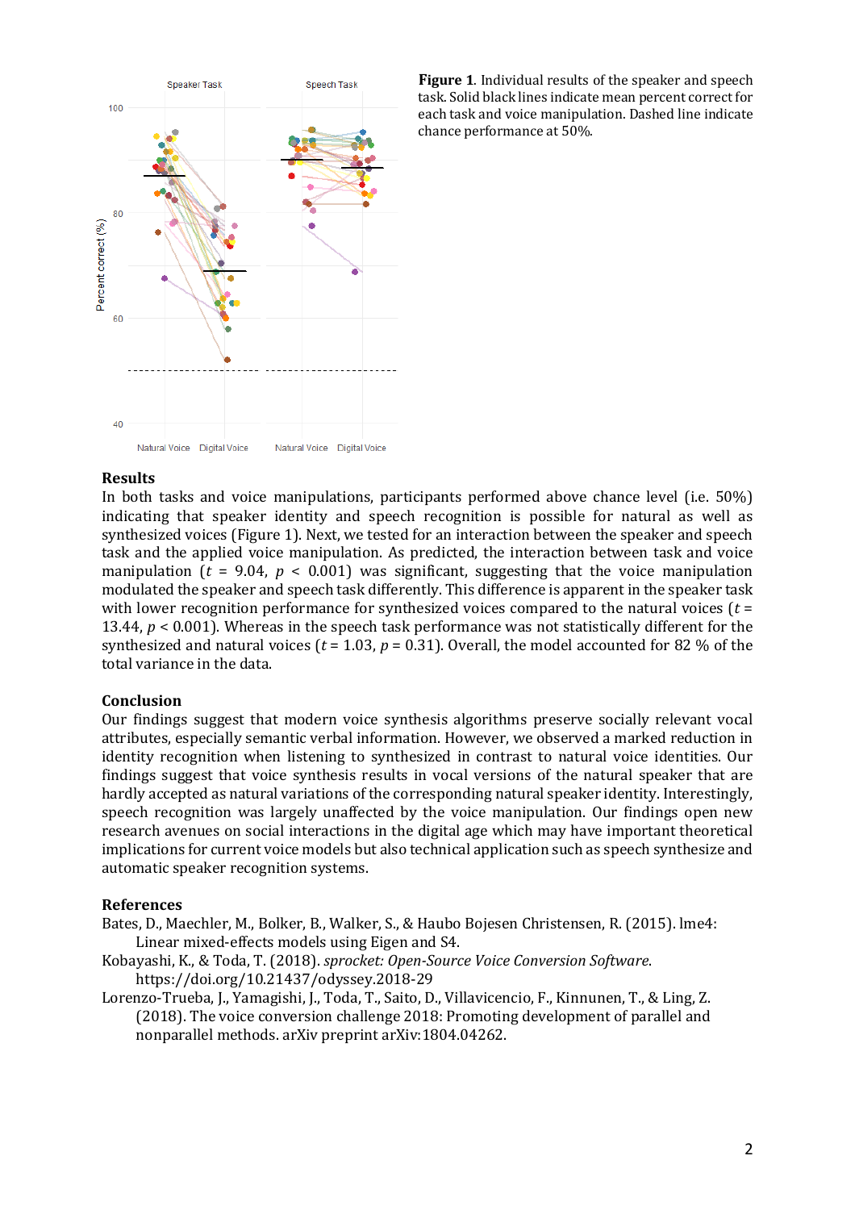Speaker Task

Speech Task

100

80

60

40

Percent correct (%)

Natural Voice Digital Voice

Natural Voice Digital Voice

**Figure 1**. Individual results of the speaker and speech task. Solid black lines indicate mean percent correct for each task and voice manipulation. Dashed line indicate chance performance at 50%.

## Results

In both tasks and voice manipulations, participants performed above chance level (i.e. 50%) indicating that speaker identity and speech recognition is possible for natural as well as synthesized voices (Figure 1). Next, we tested for an interaction between the speaker and speech task and the applied voice manipulation. As predicted, the interaction between task and voice manipulation ($t$ = 9.04, $p$ < 0.001) was significant, suggesting that the voice manipulation modulated the speaker and speech task differently. This difference is apparent in the speaker task with lower recognition performance for synthesized voices compared to the natural voices ($t$ = 13.44, $p$ < 0.001). Whereas in the speech task performance was not statistically different for the synthesized and natural voices ($t$ = 1.03, $p$ = 0.31). Overall, the model accounted for 82 % of the total variance in the data.

## Conclusion

Our findings suggest that modern voice synthesis algorithms preserve socially relevant vocal attributes, especially semantic verbal information. However, we observed a marked reduction in identity recognition when listening to synthesized in contrast to natural voice identities. Our findings suggest that voice synthesis results in vocal versions of the natural speaker that are hardly accepted as natural variations of the corresponding natural speaker identity. Interestingly, speech recognition was largely unaffected by the voice manipulation. Our findings open new research avenues on social interactions in the digital age which may have important theoretical implications for current voice models but also technical application such as speech synthesize and automatic speaker recognition systems.

## References

Bates, D., Maechler, M., Bolker, B., Walker, S., & Haubo Bojesen Christensen, R. (2015). lme4: Linear mixed-effects models using Eigen and S4.

Kobayashi, K., & Toda, T. (2018). *sprocket: Open-Source Voice Conversion Software*. https://doi.org/10.21437/odyssey.2018-29

Lorenzo-Trueba, J., Yamagishi, J., Toda, T., Saito, D., Villavicencio, F., Kinnunen, T., & Ling, Z. (2018). The voice conversion challenge 2018: Promoting development of parallel and nonparallel methods. arXiv preprint arXiv:1804.04262.